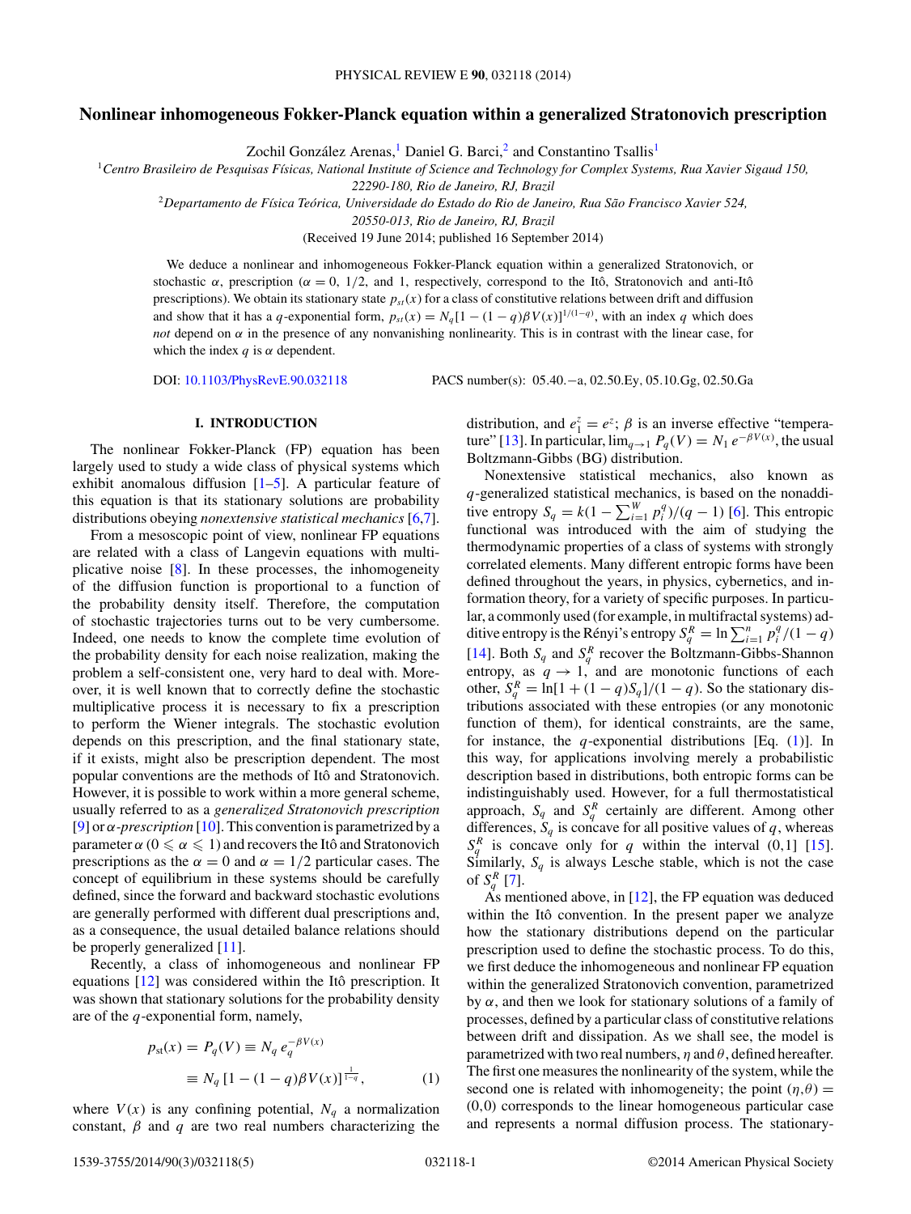# Nonlinear inhomogeneous Fokker-Planck equation within a generalized Stratonovich prescription

Zochil González Arenas,[1] Daniel G. Barci,[2] and Constantino Tsallis[1]

[1]Centro Brasileiro de Pesquisas Físicas, National Institute of Science and Technology for Complex Systems, Rua Xavier Sigaud 150, 22290-180, Rio de Janeiro, RJ, Brazil

[2]Departamento de Física Teórica, Universidade do Estado do Rio de Janeiro, Rua São Francisco Xavier 524, 20550-013, Rio de Janeiro, RJ, Brazil

(Received 19 June 2014; published 16 September 2014)

We deduce a nonlinear and inhomogeneous Fokker-Planck equation within a generalized Stratonovich, or stochastic $\alpha$, prescription ($\alpha = 0$, $1/2$, and 1, respectively, correspond to the Itô, Stratonovich and anti-Itô prescriptions). We obtain its stationary state $p_{st}(x)$ for a class of constitutive relations between drift and diffusion and show that it has a $q$-exponential form, $p_{st}(x) = N_q[1-(1-q)\beta V(x)]^{1/(1-q)}$, with an index $q$ which does *not* depend on $\alpha$ in the presence of any nonvanishing nonlinearity. This is in contrast with the linear case, for which the index $q$ is $\alpha$ dependent.

DOI: 10.1103/PhysRevE.90.032118 PACS number(s): 05.40.−a, 02.50.Ey, 05.10.Gg, 02.50.Ga

## I. INTRODUCTION

The nonlinear Fokker-Planck (FP) equation has been largely used to study a wide class of physical systems which exhibit anomalous diffusion [1–5]. A particular feature of this equation is that its stationary solutions are probability distributions obeying *nonextensive statistical mechanics* [6,7].

From a mesoscopic point of view, nonlinear FP equations are related with a class of Langevin equations with multiplicative noise [8]. In these processes, the inhomogeneity of the diffusion function is proportional to a function of the probability density itself. Therefore, the computation of stochastic trajectories turns out to be very cumbersome. Indeed, one needs to know the complete time evolution of the probability density for each noise realization, making the problem a self-consistent one, very hard to deal with. Moreover, it is well known that to correctly define the stochastic multiplicative process it is necessary to fix a prescription to perform the Wiener integrals. The stochastic evolution depends on this prescription, and the final stationary state, if it exists, might also be prescription dependent. The most popular conventions are the methods of Itô and Stratonovich. However, it is possible to work within a more general scheme, usually referred to as a *generalized Stratonovich prescription* [9] or $\alpha$-*prescription* [10]. This convention is parametrized by a parameter $\alpha$ $(0 \leqslant \alpha \leqslant 1)$ and recovers the Itô and Stratonovich prescriptions as the $\alpha = 0$ and $\alpha = 1/2$ particular cases. The concept of equilibrium in these systems should be carefully defined, since the forward and backward stochastic evolutions are generally performed with different dual prescriptions and, as a consequence, the usual detailed balance relations should be properly generalized [11].

Recently, a class of inhomogeneous and nonlinear FP equations [12] was considered within the Itô prescription. It was shown that stationary solutions for the probability density are of the $q$-exponential form, namely,

$$p_{st}(x) = P_q(V) \equiv N_q\, e_q^{-\beta V(x)}$$
$$\equiv N_q\,[1-(1-q)\beta V(x)]^{\frac{1}{1-q}}, \qquad (1)$$

where $V(x)$ is any confining potential, $N_q$ a normalization constant, $\beta$ and $q$ are two real numbers characterizing the distribution, and $e_1^z = e^z$; $\beta$ is an inverse effective "temperature" [13]. In particular, $\lim_{q\to 1} P_q(V) = N_1\, e^{-\beta V(x)}$, the usual Boltzmann-Gibbs (BG) distribution.

Nonextensive statistical mechanics, also known as $q$-generalized statistical mechanics, is based on the nonadditive entropy $S_q = k(1-\sum_{i=1}^{W} p_i^q)/(q-1)$ [6]. This entropic functional was introduced with the aim of studying the thermodynamic properties of a class of systems with strongly correlated elements. Many different entropic forms have been defined throughout the years, in physics, cybernetics, and information theory, for a variety of specific purposes. In particular, a commonly used (for example, in multifractal systems) additive entropy is the Rényi's entropy $S_q^R = \ln \sum_{i=1}^{n} p_i^q/(1-q)$ [14]. Both $S_q$ and $S_q^R$ recover the Boltzmann-Gibbs-Shannon entropy, as $q \to 1$, and are monotonic functions of each other, $S_q^R = \ln[1+(1-q)S_q]/(1-q)$. So the stationary distributions associated with these entropies (or any monotonic function of them), for identical constraints, are the same, for instance, the $q$-exponential distributions [Eq. (1)]. In this way, for applications involving merely a probabilistic description based in distributions, both entropic forms can be indistinguishably used. However, for a full thermostatistical approach, $S_q$ and $S_q^R$ certainly are different. Among other differences, $S_q$ is concave for all positive values of $q$, whereas $S_q^R$ is concave only for $q$ within the interval (0,1] [15]. Similarly, $S_q$ is always Lesche stable, which is not the case of $S_q^R$ [7].

As mentioned above, in [12], the FP equation was deduced within the Itô convention. In the present paper we analyze how the stationary distributions depend on the particular prescription used to define the stochastic process. To do this, we first deduce the inhomogeneous and nonlinear FP equation within the generalized Stratonovich convention, parametrized by $\alpha$, and then we look for stationary solutions of a family of processes, defined by a particular class of constitutive relations between drift and dissipation. As we shall see, the model is parametrized with two real numbers, $\eta$ and $\theta$, defined hereafter. The first one measures the nonlinearity of the system, while the second one is related with inhomogeneity; the point $(\eta,\theta) = (0,0)$ corresponds to the linear homogeneous particular case and represents a normal diffusion process. The stationary-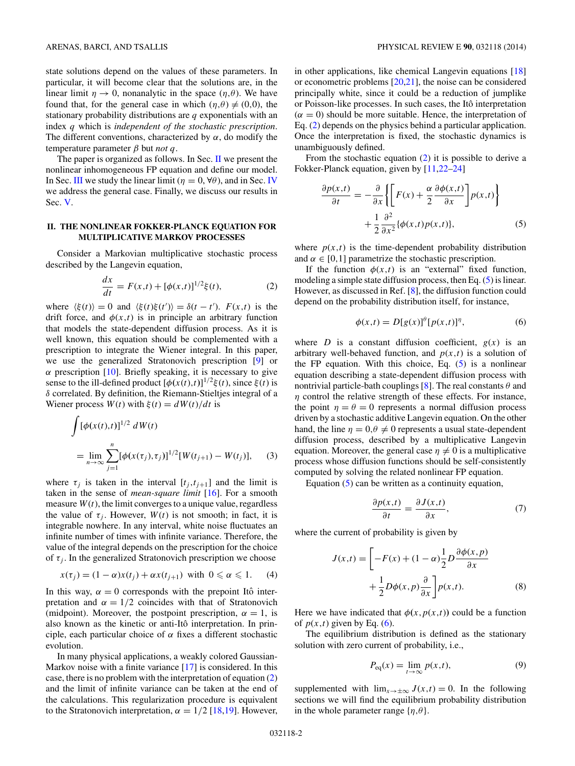state solutions depend on the values of these parameters. In particular, it will become clear that the solutions are, in the linear limit $\eta \to 0$, nonanalytic in the space $(\eta,\theta)$. We have found that, for the general case in which $(\eta,\theta) \neq (0,0)$, the stationary probability distributions are $q$ exponentials with an index $q$ which is *independent of the stochastic prescription*. The different conventions, characterized by $\alpha$, do modify the temperature parameter $\beta$ but *not* $q$.

The paper is organized as follows. In Sec. II we present the nonlinear inhomogeneous FP equation and define our model. In Sec. III we study the linear limit ($\eta = 0, \forall\theta$), and in Sec. IV we address the general case. Finally, we discuss our results in Sec. V.

## II. THE NONLINEAR FOKKER-PLANCK EQUATION FOR MULTIPLICATIVE MARKOV PROCESSES

Consider a Markovian multiplicative stochastic process described by the Langevin equation,

$$\frac{dx}{dt} = F(x,t) + [\phi(x,t)]^{1/2}\xi(t), \tag{2}$$

where $\langle \xi(t)\rangle = 0$ and $\langle \xi(t)\xi(t')\rangle = \delta(t-t')$. $F(x,t)$ is the drift force, and $\phi(x,t)$ is in principle an arbitrary function that models the state-dependent diffusion process. As it is well known, this equation should be complemented with a prescription to integrate the Wiener integral. In this paper, we use the generalized Stratonovich prescription [9] or $\alpha$ prescription [10]. Briefly speaking, it is necessary to give sense to the ill-defined product $[\phi(x(t),t)]^{1/2}\xi(t)$, since $\xi(t)$ is $\delta$ correlated. By definition, the Riemann-Stieltjes integral of a Wiener process $W(t)$ with $\xi(t) = dW(t)/dt$ is

$$\int [\phi(x(t),t)]^{1/2}\, dW(t) = \lim_{n\to\infty} \sum_{j=1}^{n} [\phi(x(\tau_j),\tau_j)]^{1/2}[W(t_{j+1}) - W(t_j)], \tag{3}$$

where $\tau_j$ is taken in the interval $[t_j,t_{j+1}]$ and the limit is taken in the sense of *mean-square limit* [16]. For a smooth measure $W(t)$, the limit converges to a unique value, regardless the value of $\tau_j$. However, $W(t)$ is not smooth; in fact, it is integrable nowhere. In any interval, white noise fluctuates an infinite number of times with infinite variance. Therefore, the value of the integral depends on the prescription for the choice of $\tau_j$. In the generalized Stratonovich prescription we choose

$$x(\tau_j) = (1-\alpha)x(t_j) + \alpha x(t_{j+1}) \ \text{ with } \ 0 \leqslant \alpha \leqslant 1. \tag{4}$$

In this way, $\alpha = 0$ corresponds with the prepoint Itô interpretation and $\alpha = 1/2$ coincides with that of Stratonovich (midpoint). Moreover, the postpoint prescription, $\alpha = 1$, is also known as the kinetic or anti-Itô interpretation. In principle, each particular choice of $\alpha$ fixes a different stochastic evolution.

In many physical applications, a weakly colored Gaussian-Markov noise with a finite variance [17] is considered. In this case, there is no problem with the interpretation of equation (2) and the limit of infinite variance can be taken at the end of the calculations. This regularization procedure is equivalent to the Stratonovich interpretation, $\alpha = 1/2$ [18,19]. However, in other applications, like chemical Langevin equations [18] or econometric problems [20,21], the noise can be considered principally white, since it could be a reduction of jumplike or Poisson-like processes. In such cases, the Itô interpretation ($\alpha = 0$) should be more suitable. Hence, the interpretation of Eq. (2) depends on the physics behind a particular application. Once the interpretation is fixed, the stochastic dynamics is unambiguously defined.

From the stochastic equation (2) it is possible to derive a Fokker-Planck equation, given by [11,22–24]

$$\frac{\partial p(x,t)}{\partial t} = -\frac{\partial}{\partial x}\left\{\left[F(x) + \frac{\alpha}{2}\frac{\partial \phi(x,t)}{\partial x}\right]p(x,t)\right\} + \frac{1}{2}\frac{\partial^2}{\partial x^2}\{\phi(x,t)p(x,t)\}, \tag{5}$$

where $p(x,t)$ is the time-dependent probability distribution and $\alpha \in [0,1]$ parametrize the stochastic prescription.

If the function $\phi(x,t)$ is an "external" fixed function, modeling a simple state diffusion process, then Eq. (5) is linear. However, as discussed in Ref. [8], the diffusion function could depend on the probability distribution itself, for instance,

$$\phi(x,t) = D[g(x)]^{\theta}[p(x,t)]^{\eta}, \tag{6}$$

where $D$ is a constant diffusion coefficient, $g(x)$ is an arbitrary well-behaved function, and $p(x,t)$ is a solution of the FP equation. With this choice, Eq. (5) is a nonlinear equation describing a state-dependent diffusion process with nontrivial particle-bath couplings [8]. The real constants $\theta$ and $\eta$ control the relative strength of these effects. For instance, the point $\eta = \theta = 0$ represents a normal diffusion process driven by a stochastic additive Langevin equation. On the other hand, the line $\eta = 0, \theta \neq 0$ represents a usual state-dependent diffusion process, described by a multiplicative Langevin equation. Moreover, the general case $\eta \neq 0$ is a multiplicative process whose diffusion functions should be self-consistently computed by solving the related nonlinear FP equation.

Equation (5) can be written as a continuity equation,

$$\frac{\partial p(x,t)}{\partial t} = \frac{\partial J(x,t)}{\partial x}, \tag{7}$$

where the current of probability is given by

$$J(x,t) = \left[-F(x) + (1-\alpha)\frac{1}{2}D\frac{\partial \phi(x,p)}{\partial x} + \frac{1}{2}D\phi(x,p)\frac{\partial}{\partial x}\right]p(x,t). \tag{8}$$

Here we have indicated that $\phi(x,p(x,t))$ could be a function of $p(x,t)$ given by Eq. (6).

The equilibrium distribution is defined as the stationary solution with zero current of probability, i.e.,

$$P_{\rm eq}(x) = \lim_{t\to\infty} p(x,t), \tag{9}$$

supplemented with $\lim_{x\to\pm\infty} J(x,t) = 0$. In the following sections we will find the equilibrium probability distribution in the whole parameter range $\{\eta,\theta\}$.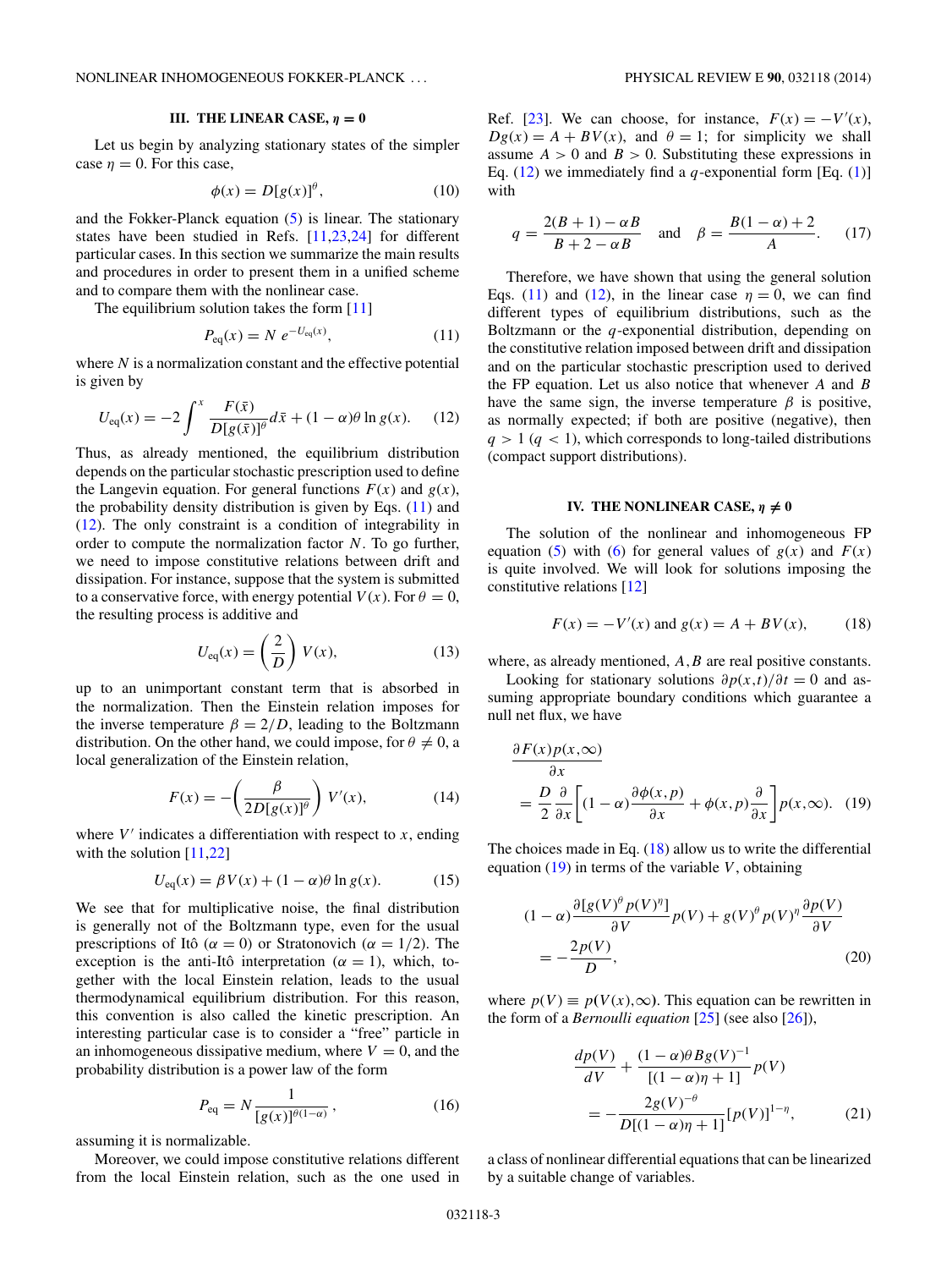### III. THE LINEAR CASE, $\eta = 0$

Let us begin by analyzing stationary states of the simpler case $\eta = 0$. For this case,

$$\phi(x) = D[g(x)]^{\theta}, \tag{10}$$

and the Fokker-Planck equation (5) is linear. The stationary states have been studied in Refs. [11,23,24] for different particular cases. In this section we summarize the main results and procedures in order to present them in a unified scheme and to compare them with the nonlinear case.

The equilibrium solution takes the form [11]

$$P_{\rm eq}(x) = N\, e^{-U_{\rm eq}(x)}, \tag{11}$$

where $N$ is a normalization constant and the effective potential is given by

$$U_{\rm eq}(x) = -2\int^{x} \frac{F(\bar{x})}{D[g(\bar{x})]^{\theta}} d\bar{x} + (1-\alpha)\theta \ln g(x). \tag{12}$$

Thus, as already mentioned, the equilibrium distribution depends on the particular stochastic prescription used to define the Langevin equation. For general functions $F(x)$ and $g(x)$, the probability density distribution is given by Eqs. (11) and (12). The only constraint is a condition of integrability in order to compute the normalization factor $N$. To go further, we need to impose constitutive relations between drift and dissipation. For instance, suppose that the system is submitted to a conservative force, with energy potential $V(x)$. For $\theta = 0$, the resulting process is additive and

$$U_{\rm eq}(x) = \left(\frac{2}{D}\right) V(x), \tag{13}$$

up to an unimportant constant term that is absorbed in the normalization. Then the Einstein relation imposes for the inverse temperature $\beta = 2/D$, leading to the Boltzmann distribution. On the other hand, we could impose, for $\theta \neq 0$, a local generalization of the Einstein relation,

$$F(x) = -\left(\frac{\beta}{2D[g(x)]^{\theta}}\right) V'(x), \tag{14}$$

where $V'$ indicates a differentiation with respect to $x$, ending with the solution [11,22]

$$U_{\rm eq}(x) = \beta V(x) + (1-\alpha)\theta \ln g(x). \tag{15}$$

We see that for multiplicative noise, the final distribution is generally not of the Boltzmann type, even for the usual prescriptions of Itô ($\alpha = 0$) or Stratonovich ($\alpha = 1/2$). The exception is the anti-Itô interpretation ($\alpha = 1$), which, together with the local Einstein relation, leads to the usual thermodynamical equilibrium distribution. For this reason, this convention is also called the kinetic prescription. An interesting particular case is to consider a "free" particle in an inhomogeneous dissipative medium, where $V = 0$, and the probability distribution is a power law of the form

$$P_{\rm eq} = N \frac{1}{[g(x)]^{\theta(1-\alpha)}}, \tag{16}$$

assuming it is normalizable.

Moreover, we could impose constitutive relations different from the local Einstein relation, such as the one used in Ref. [23]. We can choose, for instance, $F(x) = -V'(x)$, $Dg(x) = A + BV(x)$, and $\theta = 1$; for simplicity we shall assume $A > 0$ and $B > 0$. Substituting these expressions in Eq. (12) we immediately find a $q$-exponential form [Eq. (1)] with

$$q = \frac{2(B+1) - \alpha B}{B + 2 - \alpha B} \quad \text{and} \quad \beta = \frac{B(1-\alpha)+2}{A}. \tag{17}$$

Therefore, we have shown that using the general solution Eqs. (11) and (12), in the linear case $\eta = 0$, we can find different types of equilibrium distributions, such as the Boltzmann or the $q$-exponential distribution, depending on the constitutive relation imposed between drift and dissipation and on the particular stochastic prescription used to derived the FP equation. Let us also notice that whenever $A$ and $B$ have the same sign, the inverse temperature $\beta$ is positive, as normally expected; if both are positive (negative), then $q > 1$ ($q < 1$), which corresponds to long-tailed distributions (compact support distributions).

### IV. THE NONLINEAR CASE, $\eta \neq 0$

The solution of the nonlinear and inhomogeneous FP equation (5) with (6) for general values of $g(x)$ and $F(x)$ is quite involved. We will look for solutions imposing the constitutive relations [12]

$$F(x) = -V'(x) \text{ and } g(x) = A + BV(x), \tag{18}$$

where, as already mentioned, $A, B$ are real positive constants.

Looking for stationary solutions $\partial p(x,t)/\partial t = 0$ and assuming appropriate boundary conditions which guarantee a null net flux, we have

$$\frac{\partial F(x)p(x,\infty)}{\partial x} = \frac{D}{2}\frac{\partial}{\partial x}\left[(1-\alpha)\frac{\partial \phi(x,p)}{\partial x} + \phi(x,p)\frac{\partial}{\partial x}\right]p(x,\infty). \tag{19}$$

The choices made in Eq. (18) allow us to write the differential equation (19) in terms of the variable $V$, obtaining

$$(1-\alpha)\frac{\partial[g(V)^{\theta}p(V)^{\eta}]}{\partial V}p(V) + g(V)^{\theta}p(V)^{\eta}\frac{\partial p(V)}{\partial V} = -\frac{2p(V)}{D}, \tag{20}$$

where $p(V) \equiv p(V(x),\infty)$. This equation can be rewritten in the form of a *Bernoulli equation* [25] (see also [26]),

$$\frac{dp(V)}{dV} + \frac{(1-\alpha)\theta B g(V)^{-1}}{[(1-\alpha)\eta + 1]}p(V) = -\frac{2g(V)^{-\theta}}{D[(1-\alpha)\eta + 1]}[p(V)]^{1-\eta}, \tag{21}$$

a class of nonlinear differential equations that can be linearized by a suitable change of variables.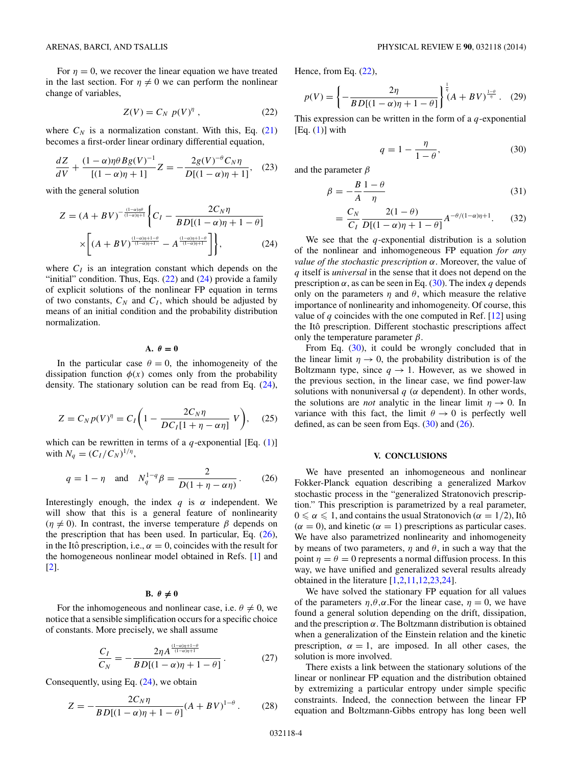For $\eta = 0$, we recover the linear equation we have treated in the last section. For $\eta \neq 0$ we can perform the nonlinear change of variables,

$$Z(V) = C_N \; p(V)^{\eta} \, , \tag{22}$$

where $C_N$ is a normalization constant. With this, Eq. (21) becomes a first-order linear ordinary differential equation,

$$\frac{dZ}{dV} + \frac{(1-\alpha)\eta\theta B g(V)^{-1}}{[(1-\alpha)\eta+1]} Z = -\frac{2g(V)^{-\theta} C_N \eta}{D[(1-\alpha)\eta+1]}, \tag{23}$$

with the general solution

$$Z = (A+BV)^{-\frac{(1-\alpha)\eta\theta}{(1-\alpha)\eta+1}} \left\{ C_I - \frac{2C_N\eta}{BD[(1-\alpha)\eta+1-\theta]} \times \left[ (A+BV)^{\frac{(1-\alpha)\eta+1-\theta}{(1-\alpha)\eta+1}} - A^{\frac{(1-\alpha)\eta+1-\theta}{(1-\alpha)\eta+1}} \right] \right\}, \tag{24}$$

where $C_I$ is an integration constant which depends on the "initial" condition. Thus, Eqs. (22) and (24) provide a family of explicit solutions of the nonlinear FP equation in terms of two constants, $C_N$ and $C_I$, which should be adjusted by means of an initial condition and the probability distribution normalization.

### A. $\theta = 0$

In the particular case $\theta = 0$, the inhomogeneity of the dissipation function $\phi(x)$ comes only from the probability density. The stationary solution can be read from Eq. (24),

$$Z = C_N p(V)^{\eta} = C_I \left( 1 - \frac{2C_N\eta}{DC_I[1+\eta-\alpha\eta]} \, V \right), \tag{25}$$

which can be rewritten in terms of a $q$-exponential [Eq. (1)] with $N_q = (C_I/C_N)^{1/\eta}$,

$$q = 1-\eta \quad \text{and} \quad N_q^{1-q}\beta = \frac{2}{D(1+\eta-\alpha\eta)} \, . \tag{26}$$

Interestingly enough, the index $q$ is $\alpha$ independent. We will show that this is a general feature of nonlinearity ($\eta \neq 0$). In contrast, the inverse temperature $\beta$ depends on the prescription that has been used. In particular, Eq. (26), in the Itô prescription, i.e., $\alpha = 0$, coincides with the result for the homogeneous nonlinear model obtained in Refs. [1] and [2].

### B. $\theta \neq 0$

For the inhomogeneous and nonlinear case, i.e. $\theta \neq 0$, we notice that a sensible simplification occurs for a specific choice of constants. More precisely, we shall assume

$$\frac{C_I}{C_N} = -\frac{2\eta A^{\frac{(1-\alpha)\eta+1-\theta}{(1-\alpha)\eta+1}}}{BD[(1-\alpha)\eta+1-\theta]} \, . \tag{27}$$

Consequently, using Eq. (24), we obtain

$$Z = -\frac{2C_N\eta}{BD[(1-\alpha)\eta+1-\theta]}(A+BV)^{1-\theta} \, . \tag{28}$$

Hence, from Eq. (22),

$$p(V) = \left\{ -\frac{2\eta}{BD[(1-\alpha)\eta+1-\theta]} \right\}^{\frac{1}{\eta}} (A+BV)^{\frac{1-\theta}{\eta}} \, . \tag{29}$$

This expression can be written in the form of a $q$-exponential [Eq. (1)] with

$$q = 1 - \frac{\eta}{1-\theta}, \tag{30}$$

and the parameter $\beta$

$$\beta = -\frac{B}{A}\frac{1-\theta}{\eta} \tag{31}$$

$$= \frac{C_N}{C_I}\frac{2(1-\theta)}{D[(1-\alpha)\eta+1-\theta]} A^{-\theta/(1-\alpha)\eta+1}. \tag{32}$$

We see that the $q$-exponential distribution is a solution of the nonlinear and inhomogeneous FP equation *for any value of the stochastic prescription* $\alpha$. Moreover, the value of $q$ itself is *universal* in the sense that it does not depend on the prescription $\alpha$, as can be seen in Eq. (30). The index $q$ depends only on the parameters $\eta$ and $\theta$, which measure the relative importance of nonlinearity and inhomogeneity. Of course, this value of $q$ coincides with the one computed in Ref. [12] using the Itô prescription. Different stochastic prescriptions affect only the temperature parameter $\beta$.

From Eq. (30), it could be wrongly concluded that in the linear limit $\eta \to 0$, the probability distribution is of the Boltzmann type, since $q \to 1$. However, as we showed in the previous section, in the linear case, we find power-law solutions with nonuniversal $q$ ($\alpha$ dependent). In other words, the solutions are *not* analytic in the linear limit $\eta \to 0$. In variance with this fact, the limit $\theta \to 0$ is perfectly well defined, as can be seen from Eqs. (30) and (26).

## V. CONCLUSIONS

We have presented an inhomogeneous and nonlinear Fokker-Planck equation describing a generalized Markov stochastic process in the "generalized Stratonovich prescription." This prescription is parametrized by a real parameter, $0 \leqslant \alpha \leqslant 1$, and contains the usual Stratonovich ($\alpha = 1/2$), Itô ($\alpha = 0$), and kinetic ($\alpha = 1$) prescriptions as particular cases. We have also parametrized nonlinearity and inhomogeneity by means of two parameters, $\eta$ and $\theta$, in such a way that the point $\eta = \theta = 0$ represents a normal diffusion process. In this way, we have unified and generalized several results already obtained in the literature [1,2,11,12,23,24].

We have solved the stationary FP equation for all values of the parameters $\eta$,$\theta$,$\alpha$.For the linear case, $\eta = 0$, we have found a general solution depending on the drift, dissipation, and the prescription $\alpha$. The Boltzmann distribution is obtained when a generalization of the Einstein relation and the kinetic prescription, $\alpha = 1$, are imposed. In all other cases, the solution is more involved.

There exists a link between the stationary solutions of the linear or nonlinear FP equation and the distribution obtained by extremizing a particular entropy under simple specific constraints. Indeed, the connection between the linear FP equation and Boltzmann-Gibbs entropy has long been well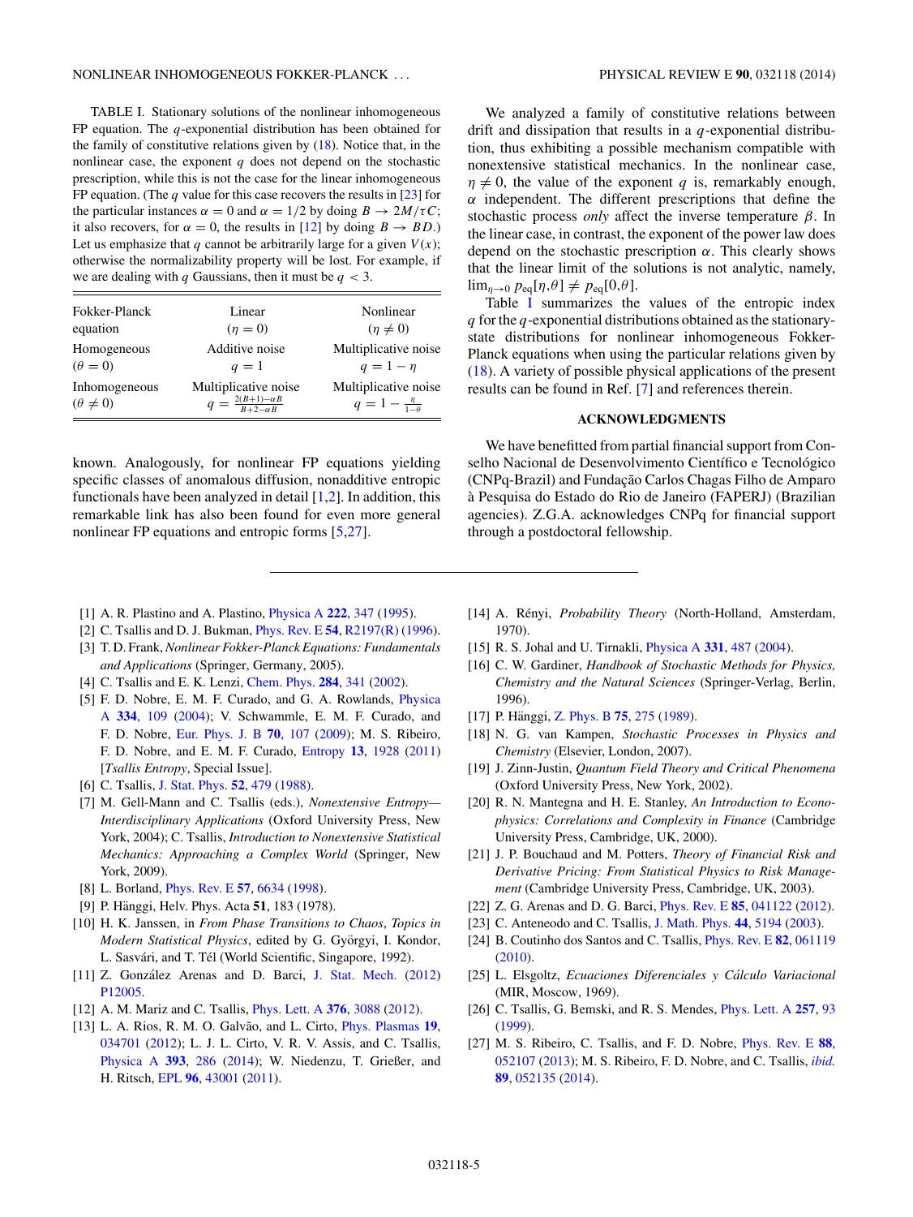TABLE I. Stationary solutions of the nonlinear inhomogeneous FP equation. The $q$-exponential distribution has been obtained for the family of constitutive relations given by (18). Notice that, in the nonlinear case, the exponent $q$ does not depend on the stochastic prescription, while this is not the case for the linear inhomogeneous FP equation. (The $q$ value for this case recovers the results in [23] for the particular instances $\alpha = 0$ and $\alpha = 1/2$ by doing $B \to 2M/\tau C$; it also recovers, for $\alpha = 0$, the results in [12] by doing $B \to BD$.) Let us emphasize that $q$ cannot be arbitrarily large for a given $V(x)$; otherwise the normalizability property will be lost. For example, if we are dealing with $q$ Gaussians, then it must be $q < 3$.

| Fokker-Planck equation | Linear ($\eta = 0$) | Nonlinear ($\eta \neq 0$) |
|---|---|---|
| Homogeneous ($\theta = 0$) | Additive noise $q = 1$ | Multiplicative noise $q = 1 - \eta$ |
| Inhomogeneous ($\theta \neq 0$) | Multiplicative noise $q = \frac{2(B+1)-\alpha B}{B+2-\alpha B}$ | Multiplicative noise $q = 1 - \frac{\eta}{1-\theta}$ |

known. Analogously, for nonlinear FP equations yielding specific classes of anomalous diffusion, nonadditive entropic functionals have been analyzed in detail [1,2]. In addition, this remarkable link has also been found for even more general nonlinear FP equations and entropic forms [5,27].

We analyzed a family of constitutive relations between drift and dissipation that results in a $q$-exponential distribution, thus exhibiting a possible mechanism compatible with nonextensive statistical mechanics. In the nonlinear case, $\eta \neq 0$, the value of the exponent $q$ is, remarkably enough, $\alpha$ independent. The different prescriptions that define the stochastic process *only* affect the inverse temperature $\beta$. In the linear case, in contrast, the exponent of the power law does depend on the stochastic prescription $\alpha$. This clearly shows that the linear limit of the solutions is not analytic, namely, $\lim_{\eta \to 0} p_{\rm eq}[\eta,\theta] \neq p_{\rm eq}[0,\theta]$.

Table I summarizes the values of the entropic index $q$ for the $q$-exponential distributions obtained as the stationary-state distributions for nonlinear inhomogeneous Fokker-Planck equations when using the particular relations given by (18). A variety of possible physical applications of the present results can be found in Ref. [7] and references therein.

## ACKNOWLEDGMENTS

We have benefitted from partial financial support from Conselho Nacional de Desenvolvimento Científico e Tecnológico (CNPq-Brazil) and Fundação Carlos Chagas Filho de Amparo à Pesquisa do Estado do Rio de Janeiro (FAPERJ) (Brazilian agencies). Z.G.A. acknowledges CNPq for financial support through a postdoctoral fellowship.

---

[1] A. R. Plastino and A. Plastino, Physica A **222**, 347 (1995).
[2] C. Tsallis and D. J. Bukman, Phys. Rev. E **54**, R2197(R) (1996).
[3] T. D. Frank, *Nonlinear Fokker-Planck Equations: Fundamentals and Applications* (Springer, Germany, 2005).
[4] C. Tsallis and E. K. Lenzi, Chem. Phys. **284**, 341 (2002).
[5] F. D. Nobre, E. M. F. Curado, and G. A. Rowlands, Physica A **334**, 109 (2004); V. Schwämmle, E. M. F. Curado, and F. D. Nobre, Eur. Phys. J. B **70**, 107 (2009); M. S. Ribeiro, F. D. Nobre, and E. M. F. Curado, Entropy **13**, 1928 (2011) [*Tsallis Entropy*, Special Issue].
[6] C. Tsallis, J. Stat. Phys. **52**, 479 (1988).
[7] M. Gell-Mann and C. Tsallis (eds.), *Nonextensive Entropy—Interdisciplinary Applications* (Oxford University Press, New York, 2004); C. Tsallis, *Introduction to Nonextensive Statistical Mechanics: Approaching a Complex World* (Springer, New York, 2009).
[8] L. Borland, Phys. Rev. E **57**, 6634 (1998).
[9] P. Hänggi, Helv. Phys. Acta **51**, 183 (1978).
[10] H. K. Janssen, in *From Phase Transitions to Chaos*, *Topics in Modern Statistical Physics*, edited by G. Györgyi, I. Kondor, L. Sasvári, and T. Tél (World Scientific, Singapore, 1992).
[11] Z. González Arenas and D. Barci, J. Stat. Mech. (2012) P12005.
[12] A. M. Mariz and C. Tsallis, Phys. Lett. A **376**, 3088 (2012).
[13] L. A. Rios, R. M. O. Galvão, and L. Cirto, Phys. Plasmas **19**, 034701 (2012); L. J. L. Cirto, V. R. V. Assis, and C. Tsallis, Physica A **393**, 286 (2014); W. Niedenzu, T. Grießer, and H. Ritsch, EPL **96**, 43001 (2011).
[14] A. Rényi, *Probability Theory* (North-Holland, Amsterdam, 1970).
[15] R. S. Johal and U. Tirnakli, Physica A **331**, 487 (2004).
[16] C. W. Gardiner, *Handbook of Stochastic Methods for Physics, Chemistry and the Natural Sciences* (Springer-Verlag, Berlin, 1996).
[17] P. Hänggi, Z. Phys. B **75**, 275 (1989).
[18] N. G. van Kampen, *Stochastic Processes in Physics and Chemistry* (Elsevier, London, 2007).
[19] J. Zinn-Justin, *Quantum Field Theory and Critical Phenomena* (Oxford University Press, New York, 2002).
[20] R. N. Mantegna and H. E. Stanley, *An Introduction to Econophysics: Correlations and Complexity in Finance* (Cambridge University Press, Cambridge, UK, 2000).
[21] J. P. Bouchaud and M. Potters, *Theory of Financial Risk and Derivative Pricing: From Statistical Physics to Risk Management* (Cambridge University Press, Cambridge, UK, 2003).
[22] Z. G. Arenas and D. G. Barci, Phys. Rev. E **85**, 041122 (2012).
[23] C. Anteneodo and C. Tsallis, J. Math. Phys. **44**, 5194 (2003).
[24] B. Coutinho dos Santos and C. Tsallis, Phys. Rev. E **82**, 061119 (2010).
[25] L. Elsgoltz, *Ecuaciones Diferenciales y Cálculo Variacional* (MIR, Moscow, 1969).
[26] C. Tsallis, G. Bemski, and R. S. Mendes, Phys. Lett. A **257**, 93 (1999).
[27] M. S. Ribeiro, C. Tsallis, and F. D. Nobre, Phys. Rev. E **88**, 052107 (2013); M. S. Ribeiro, F. D. Nobre, and C. Tsallis, *ibid.* **89**, 052135 (2014).